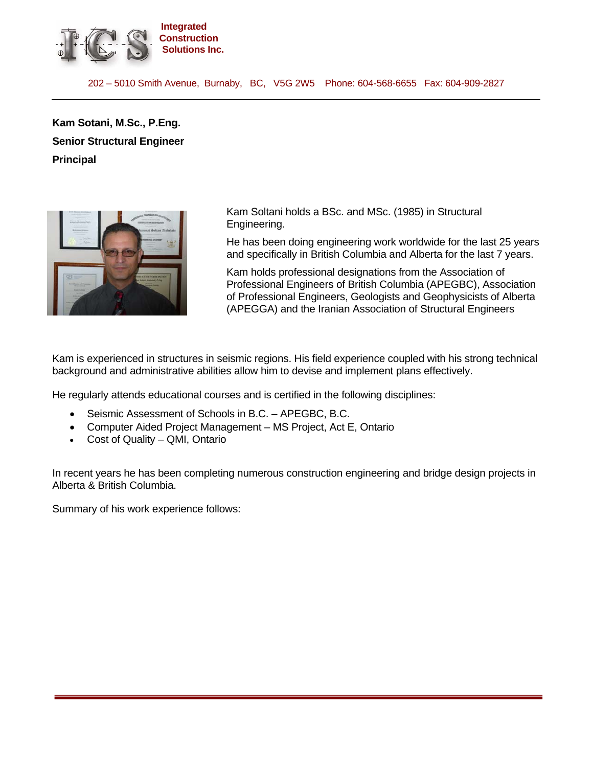Integrated Construction Solutions Inc.

202 – 5010 Smith Avenue, Burnaby, BC, V5G 2W5 Phone: 604-568-6655 Fax: 604-909-2827

**Kam Sotani, M.Sc., P.Eng.**

**Senior Structural Engineer**

**Principal**

Kam Soltani holds a BSc. and MSc. (1985) in Structural Engineering.

He has been doing engineering work worldwide for the last 25 years and specifically in British Columbia and Alberta for the last 7 years.

Kam holds professional designations from the Association of Professional Engineers of British Columbia (APEGBC), Association of Professional Engineers, Geologists and Geophysicists of Alberta (APEGGA) and the Iranian Association of Structural Engineers

Kam is experienced in structures in seismic regions. His field experience coupled with his strong technical background and administrative abilities allow him to devise and implement plans effectively.

He regularly attends educational courses and is certified in the following disciplines:

- Seismic Assessment of Schools in B.C. – APEGBC, B.C.
- Computer Aided Project Management – MS Project, Act E, Ontario
- Cost of Quality – QMI, Ontario

In recent years he has been completing numerous construction engineering and bridge design projects in Alberta & British Columbia.

Summary of his work experience follows: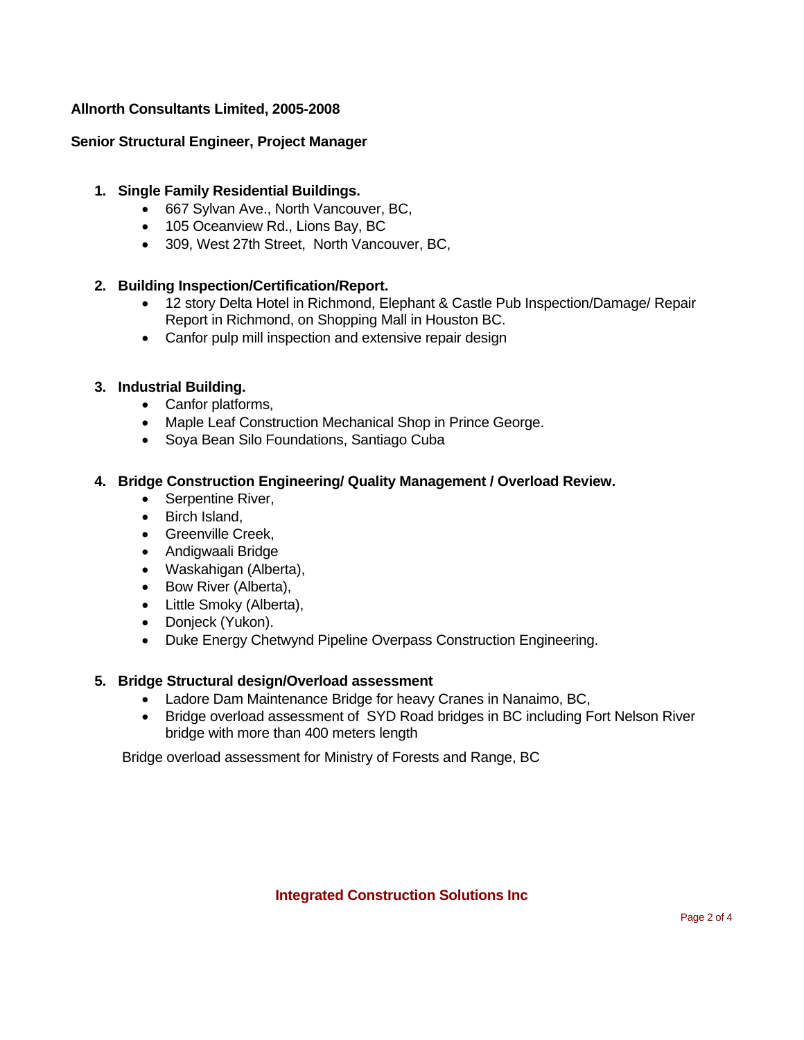**Allnorth Consultants Limited, 2005-2008**

**Senior Structural Engineer, Project Manager**

1. **Single Family Residential Buildings.**
   - 667 Sylvan Ave., North Vancouver, BC,
   - 105 Oceanview Rd., Lions Bay, BC
   - 309, West 27th Street, North Vancouver, BC,

2. **Building Inspection/Certification/Report.**
   - 12 story Delta Hotel in Richmond, Elephant & Castle Pub Inspection/Damage/ Repair Report in Richmond, on Shopping Mall in Houston BC.
   - Canfor pulp mill inspection and extensive repair design

3. **Industrial Building.**
   - Canfor platforms,
   - Maple Leaf Construction Mechanical Shop in Prince George.
   - Soya Bean Silo Foundations, Santiago Cuba

4. **Bridge Construction Engineering/ Quality Management / Overload Review.**
   - Serpentine River,
   - Birch Island,
   - Greenville Creek,
   - Andigwaali Bridge
   - Waskahigan (Alberta),
   - Bow River (Alberta),
   - Little Smoky (Alberta),
   - Donjeck (Yukon).
   - Duke Energy Chetwynd Pipeline Overpass Construction Engineering.

5. **Bridge Structural design/Overload assessment**
   - Ladore Dam Maintenance Bridge for heavy Cranes in Nanaimo, BC,
   - Bridge overload assessment of SYD Road bridges in BC including Fort Nelson River bridge with more than 400 meters length

   Bridge overload assessment for Ministry of Forests and Range, BC

**Integrated Construction Solutions Inc**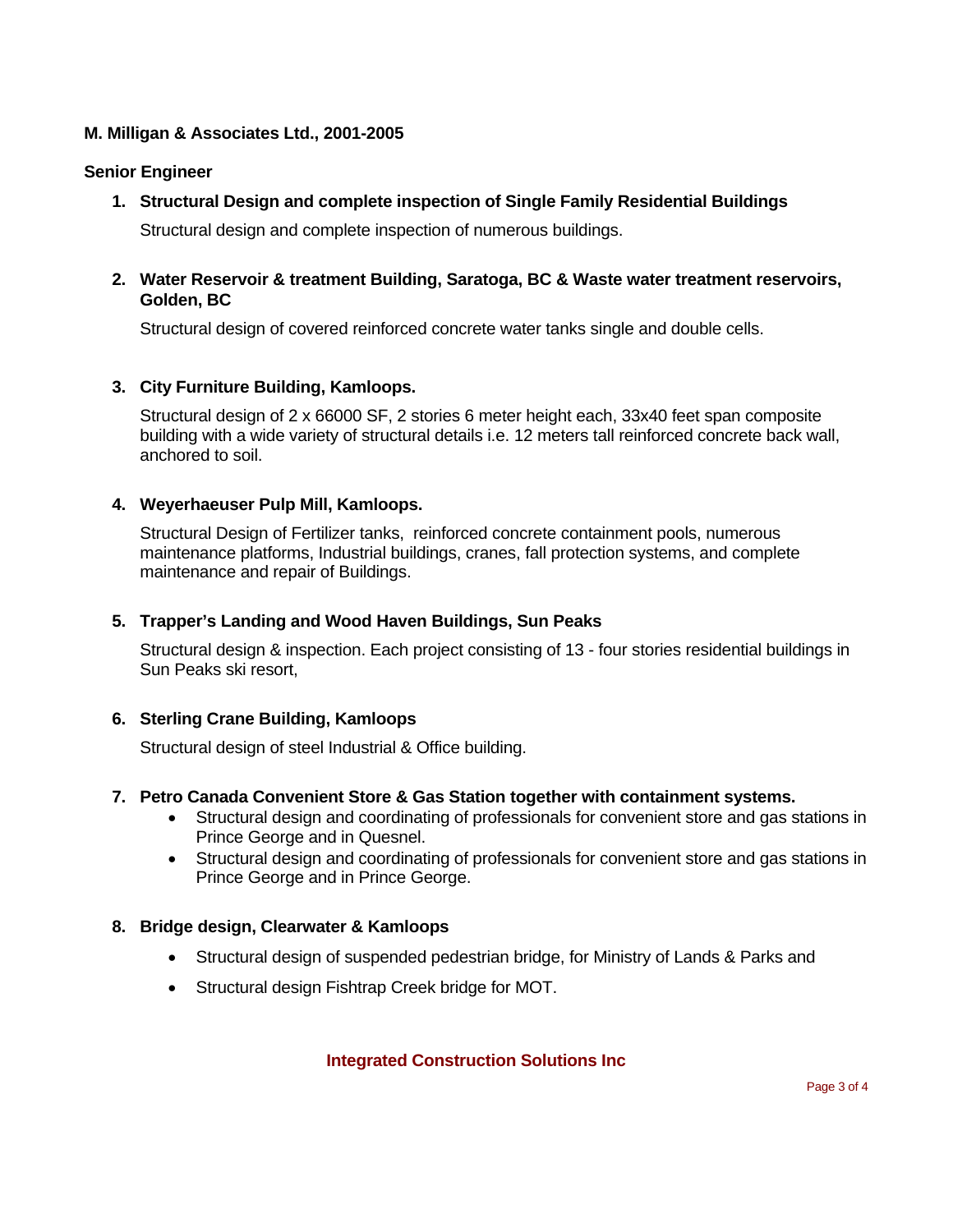**M. Milligan & Associates Ltd., 2001-2005**

**Senior Engineer**

1. **Structural Design and complete inspection of Single Family Residential Buildings**

   Structural design and complete inspection of numerous buildings.

2. **Water Reservoir & treatment Building, Saratoga, BC & Waste water treatment reservoirs, Golden, BC**

   Structural design of covered reinforced concrete water tanks single and double cells.

3. **City Furniture Building, Kamloops.**

   Structural design of 2 x 66000 SF, 2 stories 6 meter height each, 33x40 feet span composite building with a wide variety of structural details i.e. 12 meters tall reinforced concrete back wall, anchored to soil.

4. **Weyerhaeuser Pulp Mill, Kamloops.**

   Structural Design of Fertilizer tanks, reinforced concrete containment pools, numerous maintenance platforms, Industrial buildings, cranes, fall protection systems, and complete maintenance and repair of Buildings.

5. **Trapper's Landing and Wood Haven Buildings, Sun Peaks**

   Structural design & inspection. Each project consisting of 13 - four stories residential buildings in Sun Peaks ski resort,

6. **Sterling Crane Building, Kamloops**

   Structural design of steel Industrial & Office building.

7. **Petro Canada Convenient Store & Gas Station together with containment systems.**
   - Structural design and coordinating of professionals for convenient store and gas stations in Prince George and in Quesnel.
   - Structural design and coordinating of professionals for convenient store and gas stations in Prince George and in Prince George.

8. **Bridge design, Clearwater & Kamloops**

   - Structural design of suspended pedestrian bridge, for Ministry of Lands & Parks and
   - Structural design Fishtrap Creek bridge for MOT.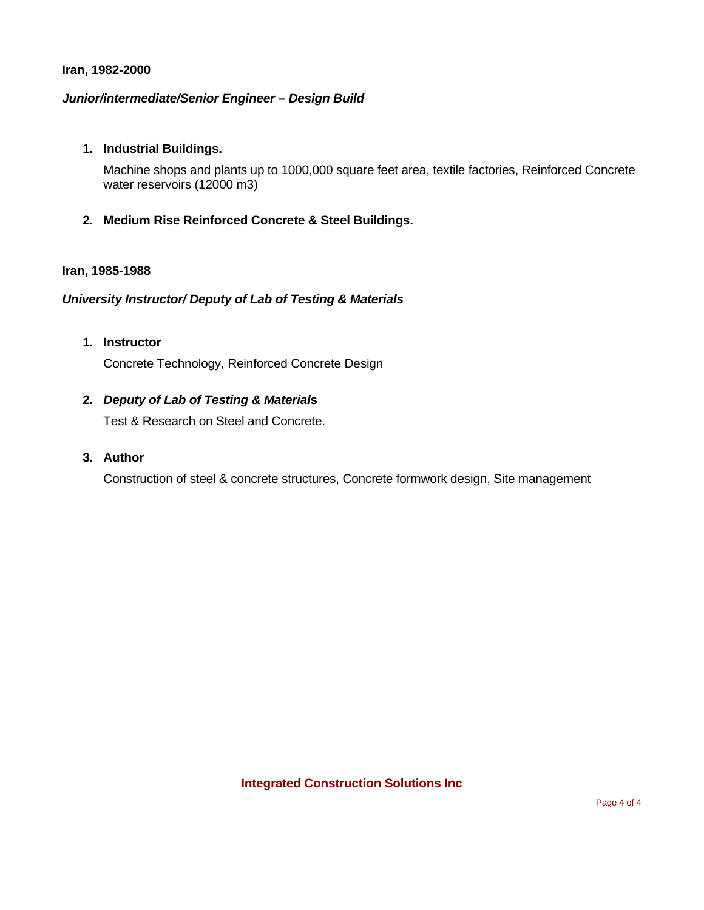**Iran, 1982-2000**

***Junior/intermediate/Senior Engineer – Design Build***

1. **Industrial Buildings.**

   Machine shops and plants up to 1000,000 square feet area, textile factories, Reinforced Concrete water reservoirs (12000 m3)

2. **Medium Rise Reinforced Concrete & Steel Buildings.**

**Iran, 1985-1988**

***University Instructor/ Deputy of Lab of Testing & Materials***

1. **Instructor**

   Concrete Technology, Reinforced Concrete Design

2. ***Deputy of Lab of Testing & Material*****s**

   Test & Research on Steel and Concrete.

3. **Author**

   Construction of steel & concrete structures, Concrete formwork design, Site management

**Integrated Construction Solutions Inc**